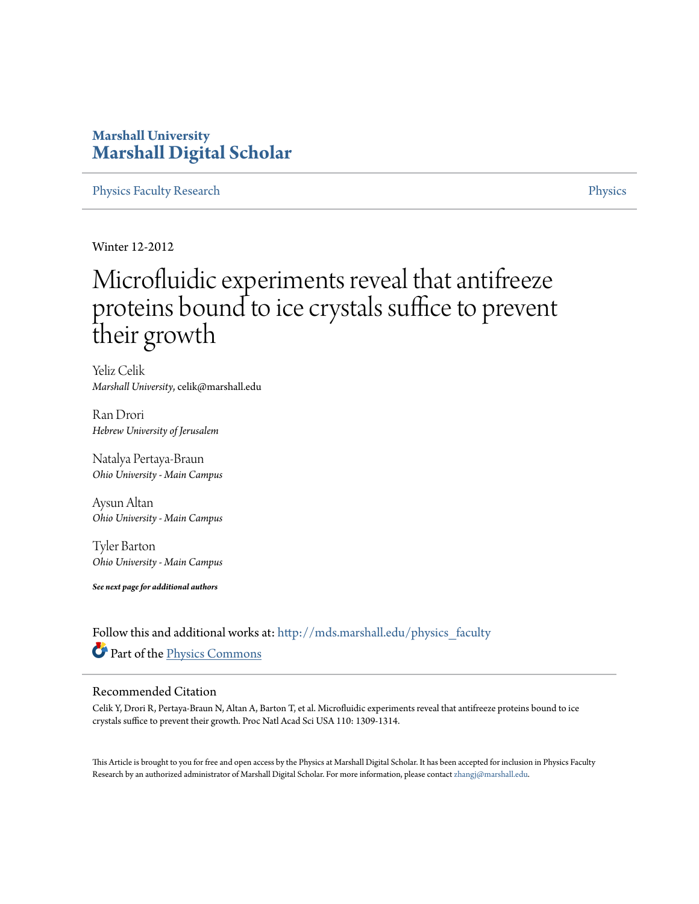**Marshall University**
**Marshall Digital Scholar**

Physics Faculty Research — Physics

Winter 12-2012

# Microfluidic experiments reveal that antifreeze proteins bound to ice crystals suffice to prevent their growth

Yeliz Celik
*Marshall University*, celik@marshall.edu

Ran Drori
*Hebrew University of Jerusalem*

Natalya Pertaya-Braun
*Ohio University - Main Campus*

Aysun Altan
*Ohio University - Main Campus*

Tyler Barton
*Ohio University - Main Campus*

***See next page for additional authors***

Follow this and additional works at: http://mds.marshall.edu/physics_faculty

Part of the Physics Commons

## Recommended Citation

Celik Y, Drori R, Pertaya-Braun N, Altan A, Barton T, et al. Microfluidic experiments reveal that antifreeze proteins bound to ice crystals suffice to prevent their growth. Proc Natl Acad Sci USA 110: 1309-1314.

This Article is brought to you for free and open access by the Physics at Marshall Digital Scholar. It has been accepted for inclusion in Physics Faculty Research by an authorized administrator of Marshall Digital Scholar. For more information, please contact zhangj@marshall.edu.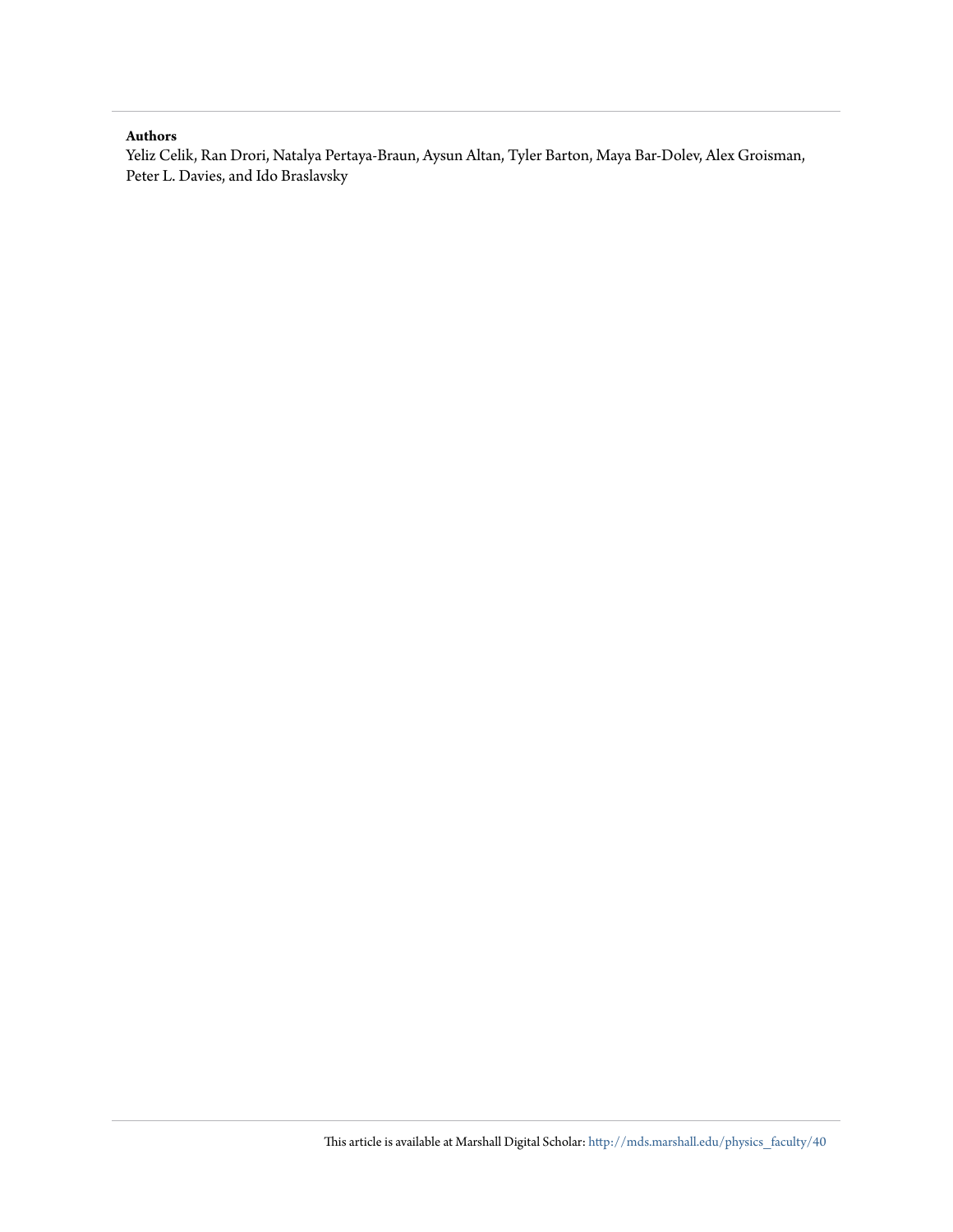**Authors**

Yeliz Celik, Ran Drori, Natalya Pertaya-Braun, Aysun Altan, Tyler Barton, Maya Bar-Dolev, Alex Groisman, Peter L. Davies, and Ido Braslavsky

This article is available at Marshall Digital Scholar: http://mds.marshall.edu/physics_faculty/40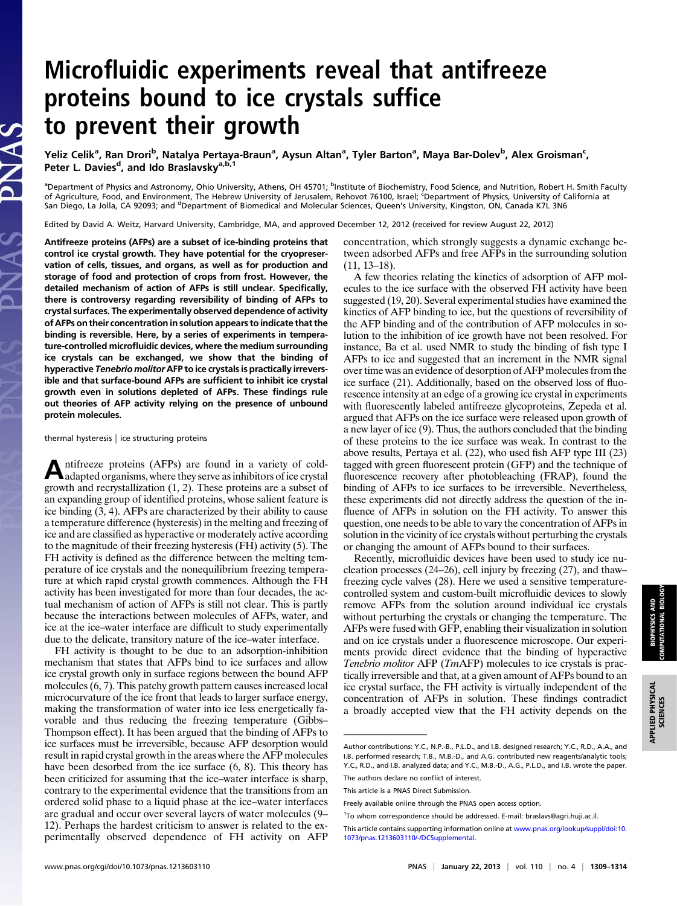# Microfluidic experiments reveal that antifreeze proteins bound to ice crystals suffice to prevent their growth

Yeliz Celik[a], Ran Drori[b], Natalya Pertaya-Braun[a], Aysun Altan[a], Tyler Barton[a], Maya Bar-Dolev[b], Alex Groisman[c], Peter L. Davies[d], and Ido Braslavsky[a,b,1]

[a]Department of Physics and Astronomy, Ohio University, Athens, OH 45701; [b]Institute of Biochemistry, Food Science, and Nutrition, Robert H. Smith Faculty of Agriculture, Food, and Environment, The Hebrew University of Jerusalem, Rehovot 76100, Israel; [c]Department of Physics, University of California at San Diego, La Jolla, CA 92093; and [d]Department of Biomedical and Molecular Sciences, Queen's University, Kingston, ON, Canada K7L 3N6

Edited by David A. Weitz, Harvard University, Cambridge, MA, and approved December 12, 2012 (received for review August 22, 2012)

**Antifreeze proteins (AFPs) are a subset of ice-binding proteins that control ice crystal growth. They have potential for the cryopreservation of cells, tissues, and organs, as well as for production and storage of food and protection of crops from frost. However, the detailed mechanism of action of AFPs is still unclear. Specifically, there is controversy regarding reversibility of binding of AFPs to crystal surfaces. The experimentally observed dependence of activity of AFPs on their concentration in solution appears to indicate that the binding is reversible. Here, by a series of experiments in temperature-controlled microfluidic devices, where the medium surrounding ice crystals can be exchanged, we show that the binding of hyperactive *Tenebrio molitor* AFP to ice crystals is practically irreversible and that surface-bound AFPs are sufficient to inhibit ice crystal growth even in solutions depleted of AFPs. These findings rule out theories of AFP activity relying on the presence of unbound protein molecules.**

thermal hysteresis | ice structuring proteins

Antifreeze proteins (AFPs) are found in a variety of cold-adapted organisms, where they serve as inhibitors of ice crystal growth and recrystallization (1, 2). These proteins are a subset of an expanding group of identified proteins, whose salient feature is ice binding (3, 4). AFPs are characterized by their ability to cause a temperature difference (hysteresis) in the melting and freezing of ice and are classified as hyperactive or moderately active according to the magnitude of their freezing hysteresis (FH) activity (5). The FH activity is defined as the difference between the melting temperature of ice crystals and the nonequilibrium freezing temperature at which rapid crystal growth commences. Although the FH activity has been investigated for more than four decades, the actual mechanism of action of AFPs is still not clear. This is partly because the interactions between molecules of AFPs, water, and ice at the ice–water interface are difficult to study experimentally due to the delicate, transitory nature of the ice–water interface.

FH activity is thought to be due to an adsorption-inhibition mechanism that states that AFPs bind to ice surfaces and allow ice crystal growth only in surface regions between the bound AFP molecules (6, 7). This patchy growth pattern causes increased local microcurvature of the ice front that leads to larger surface energy, making the transformation of water into ice less energetically favorable and thus reducing the freezing temperature (Gibbs–Thompson effect). It has been argued that the binding of AFPs to ice surfaces must be irreversible, because AFP desorption would result in rapid crystal growth in the areas where the AFP molecules have been desorbed from the ice surface (6, 8). This theory has been criticized for assuming that the ice–water interface is sharp, contrary to the experimental evidence that the transitions from an ordered solid phase to a liquid phase at the ice–water interfaces are gradual and occur over several layers of water molecules (9–12). Perhaps the hardest criticism to answer is related to the experimentally observed dependence of FH activity on AFP concentration, which strongly suggests a dynamic exchange between adsorbed AFPs and free AFPs in the surrounding solution (11, 13–18).

A few theories relating the kinetics of adsorption of AFP molecules to the ice surface with the observed FH activity have been suggested (19, 20). Several experimental studies have examined the kinetics of AFP binding to ice, but the questions of reversibility of the AFP binding and of the contribution of AFP molecules in solution to the inhibition of ice growth have not been resolved. For instance, Ba et al. used NMR to study the binding of fish type I AFPs to ice and suggested that an increment in the NMR signal over time was an evidence of desorption of AFP molecules from the ice surface (21). Additionally, based on the observed loss of fluorescence intensity at an edge of a growing ice crystal in experiments with fluorescently labeled antifreeze glycoproteins, Zepeda et al. argued that AFPs on the ice surface were released upon growth of a new layer of ice (9). Thus, the authors concluded that the binding of these proteins to the ice surface was weak. In contrast to the above results, Pertaya et al. (22), who used fish AFP type III (23) tagged with green fluorescent protein (GFP) and the technique of fluorescence recovery after photobleaching (FRAP), found the binding of AFPs to ice surfaces to be irreversible. Nevertheless, these experiments did not directly address the question of the influence of AFPs in solution on the FH activity. To answer this question, one needs to be able to vary the concentration of AFPs in solution in the vicinity of ice crystals without perturbing the crystals or changing the amount of AFPs bound to their surfaces.

Recently, microfluidic devices have been used to study ice nucleation processes (24–26), cell injury by freezing (27), and thaw–freezing cycle valves (28). Here we used a sensitive temperature-controlled system and custom-built microfluidic devices to slowly remove AFPs from the solution around individual ice crystals without perturbing the crystals or changing the temperature. The AFPs were fused with GFP, enabling their visualization in solution and on ice crystals under a fluorescence microscope. Our experiments provide direct evidence that the binding of hyperactive *Tenebrio molitor* AFP (*Tm*AFP) molecules to ice crystals is practically irreversible and that, at a given amount of AFPs bound to an ice crystal surface, the FH activity is virtually independent of the concentration of AFPs in solution. These findings contradict a broadly accepted view that the FH activity depends on the

Author contributions: Y.C., N.P.-B., P.L.D., and I.B. designed research; Y.C., R.D., A.A., and I.B. performed research; T.B., M.B.-D., and A.G. contributed new reagents/analytic tools; Y.C., R.D., and I.B. analyzed data; and Y.C., M.B.-D., A.G., P.L.D., and I.B. wrote the paper.

The authors declare no conflict of interest.

This article is a PNAS Direct Submission.

Freely available online through the PNAS open access option.

[1]To whom correspondence should be addressed. E-mail: braslavs@agri.huji.ac.il.

This article contains supporting information online at www.pnas.org/lookup/suppl/doi:10.1073/pnas.1213603110/-/DCSupplemental.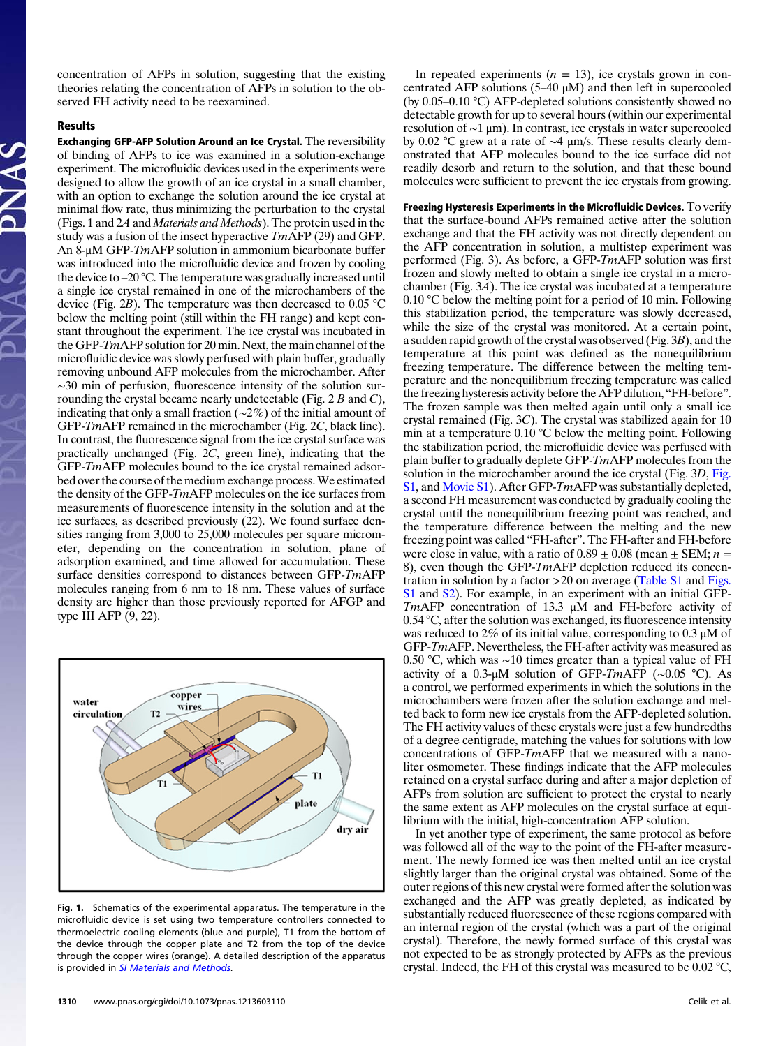concentration of AFPs in solution, suggesting that the existing theories relating the concentration of AFPs in solution to the observed FH activity need to be reexamined.

## Results

**Exchanging GFP-AFP Solution Around an Ice Crystal.** The reversibility of binding of AFPs to ice was examined in a solution-exchange experiment. The microfluidic devices used in the experiments were designed to allow the growth of an ice crystal in a small chamber, with an option to exchange the solution around the ice crystal at minimal flow rate, thus minimizing the perturbation to the crystal (Figs. 1 and 2*A* and *Materials and Methods*). The protein used in the study was a fusion of the insect hyperactive *Tm*AFP (29) and GFP. An 8-μM GFP-*Tm*AFP solution in ammonium bicarbonate buffer was introduced into the microfluidic device and frozen by cooling the device to –20 °C. The temperature was gradually increased until a single ice crystal remained in one of the microchambers of the device (Fig. 2*B*). The temperature was then decreased to 0.05 °C below the melting point (still within the FH range) and kept constant throughout the experiment. The ice crystal was incubated in the GFP-*Tm*AFP solution for 20 min. Next, the main channel of the microfluidic device was slowly perfused with plain buffer, gradually removing unbound AFP molecules from the microchamber. After ~30 min of perfusion, fluorescence intensity of the solution surrounding the crystal became nearly undetectable (Fig. 2 *B* and *C*), indicating that only a small fraction (~2%) of the initial amount of GFP-*Tm*AFP remained in the microchamber (Fig. 2*C*, black line). In contrast, the fluorescence signal from the ice crystal surface was practically unchanged (Fig. 2*C*, green line), indicating that the GFP-*Tm*AFP molecules bound to the ice crystal remained adsorbed over the course of the medium exchange process. We estimated the density of the GFP-*Tm*AFP molecules on the ice surfaces from measurements of fluorescence intensity in the solution and at the ice surfaces, as described previously (22). We found surface densities ranging from 3,000 to 25,000 molecules per square micrometer, depending on the concentration in solution, plane of adsorption examined, and time allowed for accumulation. These surface densities correspond to distances between GFP-*Tm*AFP molecules ranging from 6 nm to 18 nm. These values of surface density are higher than those previously reported for AFGP and type III AFP (9, 22).

Fig. 1. Schematics of the experimental apparatus. The temperature in the microfluidic device is set using two temperature controllers connected to thermoelectric cooling elements (blue and purple), T1 from the bottom of the device through the copper plate and T2 from the top of the device through the copper wires (orange). A detailed description of the apparatus is provided in *SI Materials and Methods*.

In repeated experiments ($n$ = 13), ice crystals grown in concentrated AFP solutions (5–40 μM) and then left in supercooled (by 0.05–0.10 °C) AFP-depleted solutions consistently showed no detectable growth for up to several hours (within our experimental resolution of ~1 μm). In contrast, ice crystals in water supercooled by 0.02 °C grew at a rate of ~4 μm/s. These results clearly demonstrated that AFP molecules bound to the ice surface did not readily desorb and return to the solution, and that these bound molecules were sufficient to prevent the ice crystals from growing.

**Freezing Hysteresis Experiments in the Microfluidic Devices.** To verify that the surface-bound AFPs remained active after the solution exchange and that the FH activity was not directly dependent on the AFP concentration in solution, a multistep experiment was performed (Fig. 3). As before, a GFP-*Tm*AFP solution was first frozen and slowly melted to obtain a single ice crystal in a microchamber (Fig. 3*A*). The ice crystal was incubated at a temperature 0.10 °C below the melting point for a period of 10 min. Following this stabilization period, the temperature was slowly decreased, while the size of the crystal was monitored. At a certain point, a sudden rapid growth of the crystal was observed (Fig. 3*B*), and the temperature at this point was defined as the nonequilibrium freezing temperature. The difference between the melting temperature and the nonequilibrium freezing temperature was called the freezing hysteresis activity before the AFP dilution, "FH-before". The frozen sample was then melted again until only a small ice crystal remained (Fig. 3*C*). The crystal was stabilized again for 10 min at a temperature 0.10 °C below the melting point. Following the stabilization period, the microfluidic device was perfused with plain buffer to gradually deplete GFP-*Tm*AFP molecules from the solution in the microchamber around the ice crystal (Fig. 3*D*, Fig. S1, and Movie S1). After GFP-*Tm*AFP was substantially depleted, a second FH measurement was conducted by gradually cooling the crystal until the nonequilibrium freezing point was reached, and the temperature difference between the melting and the new freezing point was called "FH-after". The FH-after and FH-before were close in value, with a ratio of 0.89 ± 0.08 (mean ± SEM; $n$ = 8), even though the GFP-*Tm*AFP depletion reduced its concentration in solution by a factor >20 on average (Table S1 and Figs. S1 and S2). For example, in an experiment with an initial GFP-*Tm*AFP concentration of 13.3 μM and FH-before activity of 0.54 °C, after the solution was exchanged, its fluorescence intensity was reduced to 2% of its initial value, corresponding to 0.3 μM of GFP-*Tm*AFP. Nevertheless, the FH-after activity was measured as 0.50 °C, which was ~10 times greater than a typical value of FH activity of a 0.3-μM solution of GFP-*Tm*AFP (~0.05 °C). As a control, we performed experiments in which the solutions in the microchambers were frozen after the solution exchange and melted back to form new ice crystals from the AFP-depleted solution. The FH activity values of these crystals were just a few hundredths of a degree centigrade, matching the values for solutions with low concentrations of GFP-*Tm*AFP that we measured with a nanoliter osmometer. These findings indicate that the AFP molecules retained on a crystal surface during and after a major depletion of AFPs from solution are sufficient to protect the crystal to nearly the same extent as AFP molecules on the crystal surface at equilibrium with the initial, high-concentration AFP solution.

In yet another type of experiment, the same protocol as before was followed all of the way to the point of the FH-after measurement. The newly formed ice was then melted until an ice crystal slightly larger than the original crystal was obtained. Some of the outer regions of this new crystal were formed after the solution was exchanged and the AFP was greatly depleted, as indicated by substantially reduced fluorescence of these regions compared with an internal region of the crystal (which was a part of the original crystal). Therefore, the newly formed surface of this crystal was not expected to be as strongly protected by AFPs as the previous crystal. Indeed, the FH of this crystal was measured to be 0.02 °C,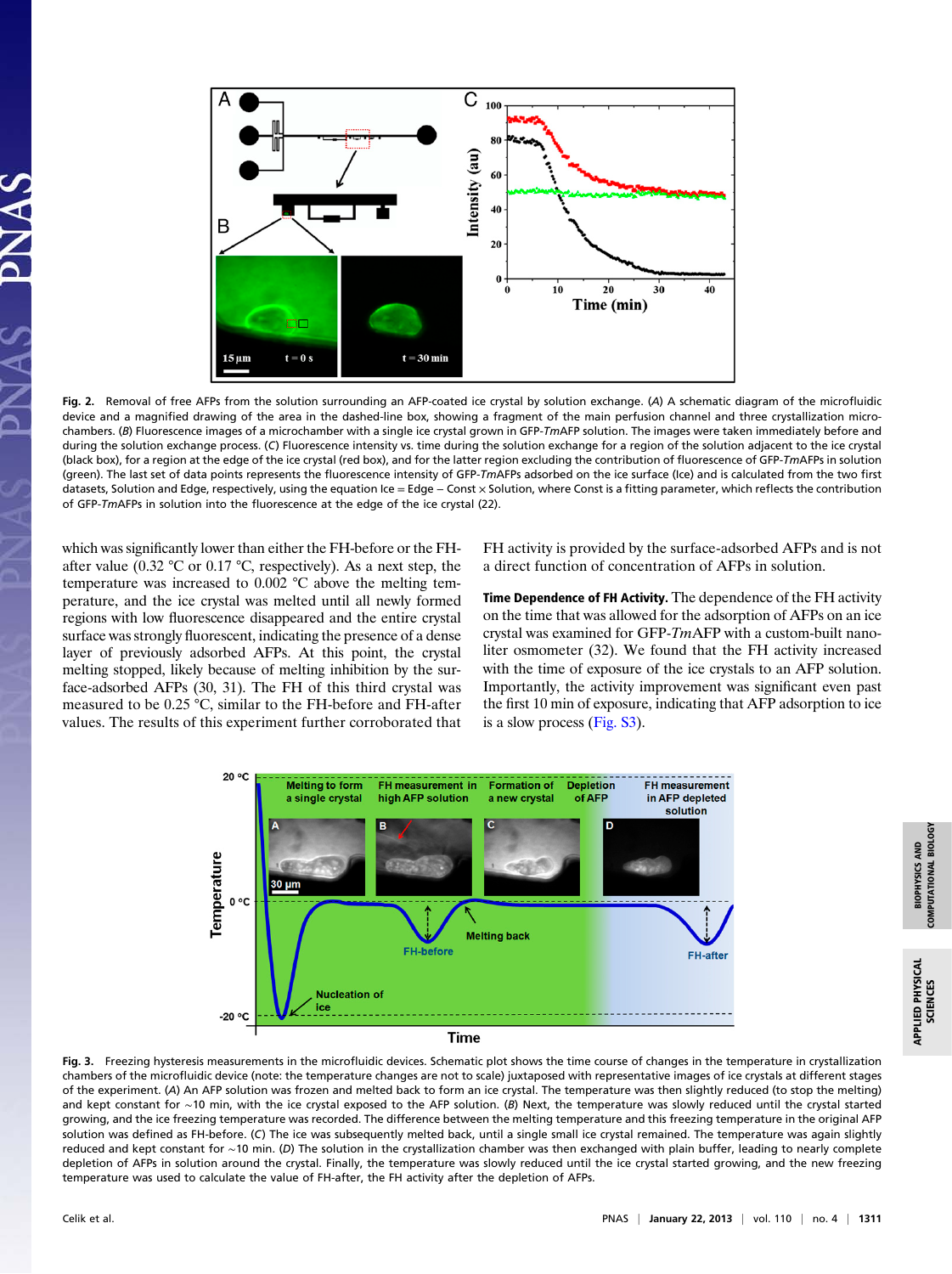Fig. 2. Removal of free AFPs from the solution surrounding an AFP-coated ice crystal by solution exchange. (*A*) A schematic diagram of the microfluidic device and a magnified drawing of the area in the dashed-line box, showing a fragment of the main perfusion channel and three crystallization microchambers. (*B*) Fluorescence images of a microchamber with a single ice crystal grown in GFP-*Tm*AFP solution. The images were taken immediately before and during the solution exchange process. (*C*) Fluorescence intensity vs. time during the solution exchange for a region of the solution adjacent to the ice crystal (black box), for a region at the edge of the ice crystal (red box), and for the latter region excluding the contribution of fluorescence of GFP-*Tm*AFPs in solution (green). The last set of data points represents the fluorescence intensity of GFP-*Tm*AFPs adsorbed on the ice surface (Ice) and is calculated from the two first datasets, Solution and Edge, respectively, using the equation Ice = Edge − Const × Solution, where Const is a fitting parameter, which reflects the contribution of GFP-*Tm*AFPs in solution into the fluorescence at the edge of the ice crystal (22).

which was significantly lower than either the FH-before or the FH-after value (0.32 °C or 0.17 °C, respectively). As a next step, the temperature was increased to 0.002 °C above the melting temperature, and the ice crystal was melted until all newly formed regions with low fluorescence disappeared and the entire crystal surface was strongly fluorescent, indicating the presence of a dense layer of previously adsorbed AFPs. At this point, the crystal melting stopped, likely because of melting inhibition by the surface-adsorbed AFPs (30, 31). The FH of this third crystal was measured to be 0.25 °C, similar to the FH-before and FH-after values. The results of this experiment further corroborated that FH activity is provided by the surface-adsorbed AFPs and is not a direct function of concentration of AFPs in solution.

**Time Dependence of FH Activity.** The dependence of the FH activity on the time that was allowed for the adsorption of AFPs on an ice crystal was examined for GFP-*Tm*AFP with a custom-built nanoliter osmometer (32). We found that the FH activity increased with the time of exposure of the ice crystals to an AFP solution. Importantly, the activity improvement was significant even past the first 10 min of exposure, indicating that AFP adsorption to ice is a slow process (Fig. S3).

Fig. 3. Freezing hysteresis measurements in the microfluidic devices. Schematic plot shows the time course of changes in the temperature in crystallization chambers of the microfluidic device (note: the temperature changes are not to scale) juxtaposed with representative images of ice crystals at different stages of the experiment. (*A*) An AFP solution was frozen and melted back to form an ice crystal. The temperature was then slightly reduced (to stop the melting) and kept constant for ∼10 min, with the ice crystal exposed to the AFP solution. (*B*) Next, the temperature was slowly reduced until the crystal started growing, and the ice freezing temperature was recorded. The difference between the melting temperature and this freezing temperature in the original AFP solution was defined as FH-before. (*C*) The ice was subsequently melted back, until a single small ice crystal remained. The temperature was again slightly reduced and kept constant for ∼10 min. (*D*) The solution in the crystallization chamber was then exchanged with plain buffer, leading to nearly complete depletion of AFPs in solution around the crystal. Finally, the temperature was slowly reduced until the ice crystal started growing, and the new freezing temperature was used to calculate the value of FH-after, the FH activity after the depletion of AFPs.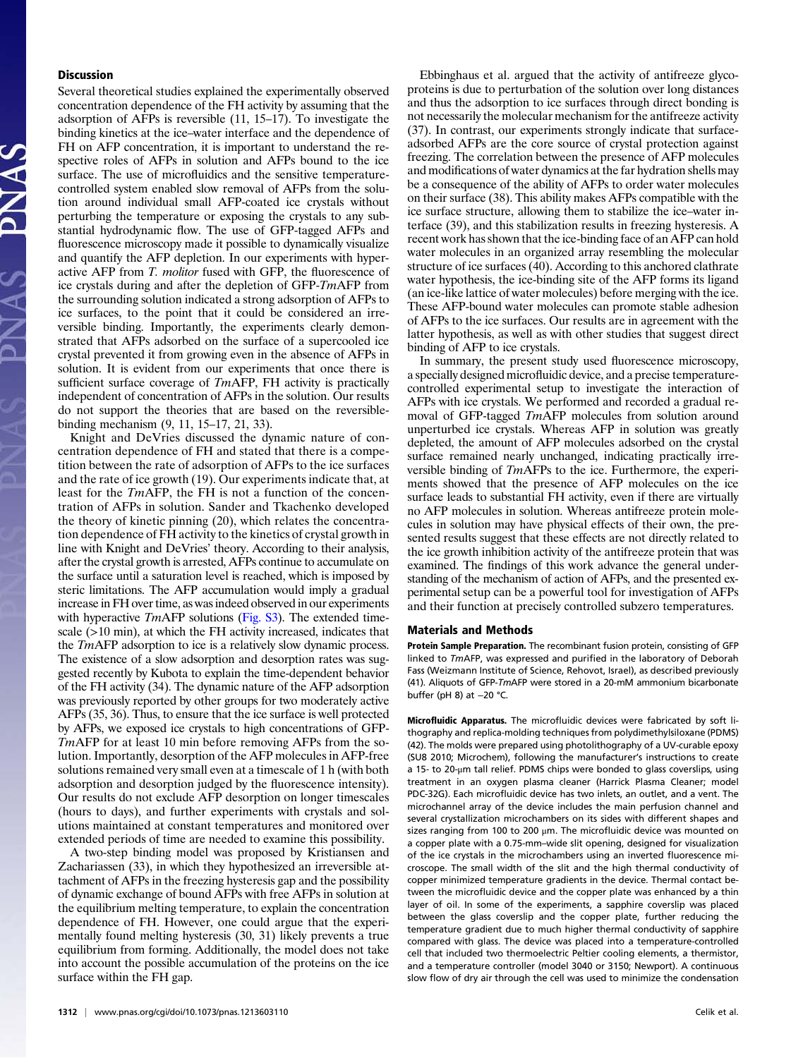## Discussion

Several theoretical studies explained the experimentally observed concentration dependence of the FH activity by assuming that the adsorption of AFPs is reversible (11, 15–17). To investigate the binding kinetics at the ice–water interface and the dependence of FH on AFP concentration, it is important to understand the respective roles of AFPs in solution and AFPs bound to the ice surface. The use of microfluidics and the sensitive temperature-controlled system enabled slow removal of AFPs from the solution around individual small AFP-coated ice crystals without perturbing the temperature or exposing the crystals to any substantial hydrodynamic flow. The use of GFP-tagged AFPs and fluorescence microscopy made it possible to dynamically visualize and quantify the AFP depletion. In our experiments with hyperactive AFP from *T. molitor* fused with GFP, the fluorescence of ice crystals during and after the depletion of GFP-*Tm*AFP from the surrounding solution indicated a strong adsorption of AFPs to ice surfaces, to the point that it could be considered an irreversible binding. Importantly, the experiments clearly demonstrated that AFPs adsorbed on the surface of a supercooled ice crystal prevented it from growing even in the absence of AFPs in solution. It is evident from our experiments that once there is sufficient surface coverage of *Tm*AFP, FH activity is practically independent of concentration of AFPs in the solution. Our results do not support the theories that are based on the reversible-binding mechanism (9, 11, 15–17, 21, 33).

Knight and DeVries discussed the dynamic nature of concentration dependence of FH and stated that there is a competition between the rate of adsorption of AFPs to the ice surfaces and the rate of ice growth (19). Our experiments indicate that, at least for the *Tm*AFP, the FH is not a function of the concentration of AFPs in solution. Sander and Tkachenko developed the theory of kinetic pinning (20), which relates the concentration dependence of FH activity to the kinetics of crystal growth in line with Knight and DeVries' theory. According to their analysis, after the crystal growth is arrested, AFPs continue to accumulate on the surface until a saturation level is reached, which is imposed by steric limitations. The AFP accumulation would imply a gradual increase in FH over time, as was indeed observed in our experiments with hyperactive *Tm*AFP solutions (Fig. S3). The extended timescale (>10 min), at which the FH activity increased, indicates that the *Tm*AFP adsorption to ice is a relatively slow dynamic process. The existence of a slow adsorption and desorption rates was suggested recently by Kubota to explain the time-dependent behavior of the FH activity (34). The dynamic nature of the AFP adsorption was previously reported by other groups for two moderately active AFPs (35, 36). Thus, to ensure that the ice surface is well protected by AFPs, we exposed ice crystals to high concentrations of GFP-*Tm*AFP for at least 10 min before removing AFPs from the solution. Importantly, desorption of the AFP molecules in AFP-free solutions remained very small even at a timescale of 1 h (with both adsorption and desorption judged by the fluorescence intensity). Our results do not exclude AFP desorption on longer timescales (hours to days), and further experiments with crystals and solutions maintained at constant temperatures and monitored over extended periods of time are needed to examine this possibility.

A two-step binding model was proposed by Kristiansen and Zachariassen (33), in which they hypothesized an irreversible attachment of AFPs in the freezing hysteresis gap and the possibility of dynamic exchange of bound AFPs with free AFPs in solution at the equilibrium melting temperature, to explain the concentration dependence of FH. However, one could argue that the experimentally found melting hysteresis (30, 31) likely prevents a true equilibrium from forming. Additionally, the model does not take into account the possible accumulation of the proteins on the ice surface within the FH gap.

Ebbinghaus et al. argued that the activity of antifreeze glycoproteins is due to perturbation of the solution over long distances and thus the adsorption to ice surfaces through direct bonding is not necessarily the molecular mechanism for the antifreeze activity (37). In contrast, our experiments strongly indicate that surface-adsorbed AFPs are the core source of crystal protection against freezing. The correlation between the presence of AFP molecules and modifications of water dynamics at the far hydration shells may be a consequence of the ability of AFPs to order water molecules on their surface (38). This ability makes AFPs compatible with the ice surface structure, allowing them to stabilize the ice–water interface (39), and this stabilization results in freezing hysteresis. A recent work has shown that the ice-binding face of an AFP can hold water molecules in an organized array resembling the molecular structure of ice surfaces (40). According to this anchored clathrate water hypothesis, the ice-binding site of the AFP forms its ligand (an ice-like lattice of water molecules) before merging with the ice. These AFP-bound water molecules can promote stable adhesion of AFPs to the ice surfaces. Our results are in agreement with the latter hypothesis, as well as with other studies that suggest direct binding of AFP to ice crystals.

In summary, the present study used fluorescence microscopy, a specially designed microfluidic device, and a precise temperature-controlled experimental setup to investigate the interaction of AFPs with ice crystals. We performed and recorded a gradual removal of GFP-tagged *Tm*AFP molecules from solution around unperturbed ice crystals. Whereas AFP in solution was greatly depleted, the amount of AFP molecules adsorbed on the crystal surface remained nearly unchanged, indicating practically irreversible binding of *Tm*AFPs to the ice. Furthermore, the experiments showed that the presence of AFP molecules on the ice surface leads to substantial FH activity, even if there are virtually no AFP molecules in solution. Whereas antifreeze protein molecules in solution may have physical effects of their own, the presented results suggest that these effects are not directly related to the ice growth inhibition activity of the antifreeze protein that was examined. The findings of this work advance the general understanding of the mechanism of action of AFPs, and the presented experimental setup can be a powerful tool for investigation of AFPs and their function at precisely controlled subzero temperatures.

## Materials and Methods

**Protein Sample Preparation.** The recombinant fusion protein, consisting of GFP linked to *Tm*AFP, was expressed and purified in the laboratory of Deborah Fass (Weizmann Institute of Science, Rehovot, Israel), as described previously (41). Aliquots of GFP-*Tm*AFP were stored in a 20-mM ammonium bicarbonate buffer (pH 8) at −20 °C.

**Microfluidic Apparatus.** The microfluidic devices were fabricated by soft lithography and replica-molding techniques from polydimethylsiloxane (PDMS) (42). The molds were prepared using photolithography of a UV-curable epoxy (SU8 2010; Microchem), following the manufacturer's instructions to create a 15- to 20-μm tall relief. PDMS chips were bonded to glass coverslips, using treatment in an oxygen plasma cleaner (Harrick Plasma Cleaner; model PDC-32G). Each microfluidic device has two inlets, an outlet, and a vent. The microchannel array of the device includes the main perfusion channel and several crystallization microchambers on its sides with different shapes and sizes ranging from 100 to 200 μm. The microfluidic device was mounted on a copper plate with a 0.75-mm–wide slit opening, designed for visualization of the ice crystals in the microchambers using an inverted fluorescence microscope. The small width of the slit and the high thermal conductivity of copper minimized temperature gradients in the device. Thermal contact between the microfluidic device and the copper plate was enhanced by a thin layer of oil. In some of the experiments, a sapphire coverslip was placed between the glass coverslip and the copper plate, further reducing the temperature gradient due to much higher thermal conductivity of sapphire compared with glass. The device was placed into a temperature-controlled cell that included two thermoelectric Peltier cooling elements, a thermistor, and a temperature controller (model 3040 or 3150; Newport). A continuous slow flow of dry air through the cell was used to minimize the condensation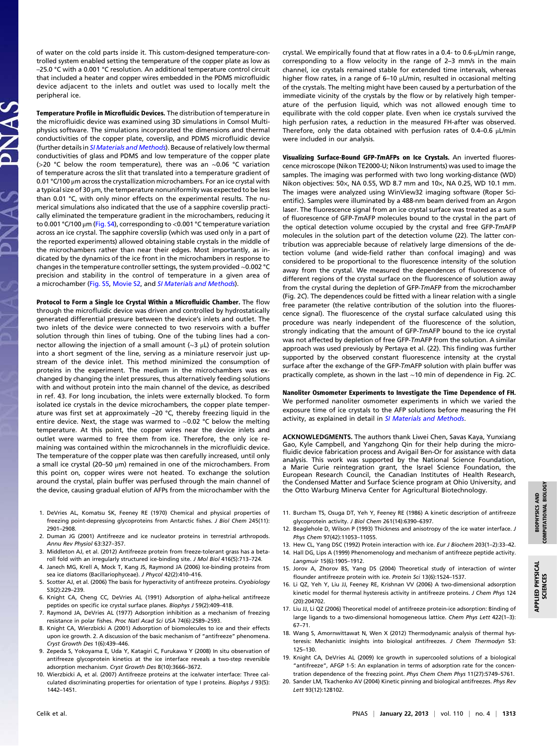of water on the cold parts inside it. This custom-designed temperature-controlled system enabled setting the temperature of the copper plate as low as –25.0 °C with a 0.001 °C resolution. An additional temperature control circuit that included a heater and copper wires embedded in the PDMS microfluidic device adjacent to the inlets and outlet was used to locally melt the peripheral ice.

**Temperature Profile in Microfluidic Devices.** The distribution of temperature in the microfluidic device was examined using 3D simulations in Comsol Multiphysics software. The simulations incorporated the dimensions and thermal conductivities of the copper plate, coverslip, and PDMS microfluidic device (further details in *SI Materials and Methods*). Because of relatively low thermal conductivities of glass and PDMS and low temperature of the copper plate (>20 °C below the room temperature), there was an ~0.06 °C variation of temperature across the slit that translated into a temperature gradient of 0.01 °C/100 μm across the crystallization microchambers. For an ice crystal with a typical size of 30 μm, the temperature nonuniformity was expected to be less than 0.01 °C, with only minor effects on the experimental results. The numerical simulations also indicated that the use of a sapphire coverslip practically eliminated the temperature gradient in the microchambers, reducing it to 0.002 °C/100 μm (Fig. S4), corresponding to <0.001 °C temperature variation across an ice crystal. The sapphire coverslip (which was used only in a part of the reported experiments) allowed obtaining stable crystals in the middle of the microchambers rather than near their edges. Most importantly, as indicated by the dynamics of the ice front in the microchambers in response to changes in the temperature controller settings, the system provided ~0.002 °C precision and stability in the control of temperature in a given area of a microchamber (Fig. S5, Movie S2, and *SI Materials and Methods*).

**Protocol to Form a Single Ice Crystal Within a Microfluidic Chamber.** The flow through the microfluidic device was driven and controlled by hydrostatically generated differential pressure between the device's inlets and outlet. The two inlets of the device were connected to two reservoirs with a buffer solution through thin lines of tubing. One of the tubing lines had a connector allowing the injection of a small amount (~3 μL) of protein solution into a short segment of the line, serving as a miniature reservoir just upstream of the device inlet. This method minimized the consumption of proteins in the experiment. The medium in the microchambers was exchanged by changing the inlet pressures, thus alternatively feeding solutions with and without protein into the main channel of the device, as described in ref. 43. For long incubation, the inlets were externally blocked. To form isolated ice crystals in the device microchambers, the copper plate temperature was first set at approximately –20 °C, thereby freezing liquid in the entire device. Next, the stage was warmed to ~0.02 °C below the melting temperature. At this point, the copper wires near the device inlets and outlet were warmed to free them from ice. Therefore, the only ice remaining was contained within the microchannels in the microfluidic device. The temperature of the copper plate was then carefully increased, until only a small ice crystal (20–50 μm) remained in one of the microchambers. From this point on, copper wires were not heated. To exchange the solution around the crystal, plain buffer was perfused through the main channel of the device, causing gradual elution of AFPs from the microchamber with the crystal. We empirically found that at flow rates in a 0.4- to 0.6-μL/min range, corresponding to a flow velocity in the range of 2–3 mm/s in the main channel, ice crystals remained stable for extended time intervals, whereas higher flow rates, in a range of 6–10 μL/min, resulted in occasional melting of the crystals. The melting might have been caused by a perturbation of the immediate vicinity of the crystals by the flow or by relatively high temperature of the perfusion liquid, which was not allowed enough time to equilibrate with the cold copper plate. Even when ice crystals survived the high perfusion rates, a reduction in the measured FH-after was observed. Therefore, only the data obtained with perfusion rates of 0.4–0.6 μL/min were included in our analysis.

**Visualizing Surface-Bound GFP-*Tm*AFPs on Ice Crystals.** An inverted fluorescence microscope (Nikon TE2000-U; Nikon Instruments) was used to image the samples. The imaging was performed with two long working-distance (WD) Nikon objectives: 50×, NA 0.55, WD 8.7 mm and 10×, NA 0.25, WD 10.1 mm. The images were analyzed using WinView32 imaging software (Roper Scientific). Samples were illuminated by a 488-nm beam derived from an Argon laser. The fluorescence signal from an ice crystal surface was treated as a sum of fluorescence of GFP-*Tm*AFP molecules bound to the crystal in the part of the optical detection volume occupied by the crystal and free GFP-*Tm*AFP molecules in the solution part of the detection volume (22). The latter contribution was appreciable because of relatively large dimensions of the detection volume (and wide-field rather than confocal imaging) and was considered to be proportional to the fluorescence intensity of the solution away from the crystal. We measured the dependences of fluorescence of different regions of the crystal surface on the fluorescence of solution away from the crystal during the depletion of GFP-*Tm*AFP from the microchamber (Fig. 2*C*). The dependences could be fitted with a linear relation with a single free parameter (the relative contribution of the solution into the fluorescence signal). The fluorescence of the crystal surface calculated using this procedure was nearly independent of the fluorescence of the solution, strongly indicating that the amount of GFP-*Tm*AFP bound to the ice crystal was not affected by depletion of free GFP-*Tm*AFP from the solution. A similar approach was used previously by Pertaya et al. (22). This finding was further supported by the observed constant fluorescence intensity at the crystal surface after the exchange of the GFP-*Tm*AFP solution with plain buffer was practically complete, as shown in the last ~10 min of dependence in Fig. 2*C*.

**Nanoliter Osmometer Experiments to Investigate the Time Dependence of FH.** We performed nanoliter osmometer experiments in which we varied the exposure time of ice crystals to the AFP solutions before measuring the FH activity, as explained in detail in *SI Materials and Methods*.

**ACKNOWLEDGMENTS.** The authors thank Liwei Chen, Savas Kaya, Yunxiang Gao, Kyle Campbell, and Yangzhong Qin for their help during the microfluidic device fabrication process and Avigail Ben-Or for assistance with data analysis. This work was supported by the National Science Foundation, a Marie Curie reintegration grant, the Israel Science Foundation, the European Research Council, the Canadian Institutes of Health Research, the Condensed Matter and Surface Science program at Ohio University, and the Otto Warburg Minerva Center for Agricultural Biotechnology.

1. DeVries AL, Komatsu SK, Feeney RE (1970) Chemical and physical properties of freezing point-depressing glycoproteins from Antarctic fishes. *J Biol Chem* 245(11): 2901–2908.
2. Duman JG (2001) Antifreeze and ice nucleator proteins in terrestrial arthropods. *Annu Rev Physiol* 63:327–357.
3. Middleton AJ, et al. (2012) Antifreeze protein from freeze-tolerant grass has a beta-roll fold with an irregularly structured ice-binding site. *J Mol Biol* 416(5):713–724.
4. Janech MG, Krell A, Mock T, Kang JS, Raymond JA (2006) Ice-binding proteins from sea ice diatoms (Bacillariophyceae). *J Phycol* 42(2):410–416.
5. Scotter AJ, et al. (2006) The basis for hyperactivity of antifreeze proteins. *Cryobiology* 53(2):229–239.
6. Knight CA, Cheng CC, DeVries AL (1991) Adsorption of alpha-helical antifreeze peptides on specific ice crystal surface planes. *Biophys J* 59(2):409–418.
7. Raymond JA, DeVries AL (1977) Adsorption inhibition as a mechanism of freezing resistance in polar fishes. *Proc Natl Acad Sci USA* 74(6):2589–2593.
8. Knight CA, Wierzbicki A (2001) Adsorption of biomolecules to ice and their effects upon ice growth. 2. A discussion of the basic mechanism of "antifreeze" phenomena. *Cryst Growth Des* 1(6):439–446.
9. Zepeda S, Yokoyama E, Uda Y, Katagiri C, Furukawa Y (2008) In situ observation of antifreeze glycoprotein kinetics at the ice interface reveals a two-step reversible adsorption mechanism. *Cryst Growth Des* 8(10):3666–3672.
10. Wierzbicki A, et al. (2007) Antifreeze proteins at the ice/water interface: Three calculated discriminating properties for orientation of type I proteins. *Biophys J* 93(5): 1442–1451.
11. Burcham TS, Osuga DT, Yeh Y, Feeney RE (1986) A kinetic description of antifreeze glycoprotein activity. *J Biol Chem* 261(14):6390–6397.
12. Beaglehole D, Wilson P (1993) Thickness and anisotropy of the ice water interface. *J Phys Chem* 97(42):11053–11055.
13. Hew CL, Yang DSC (1992) Protein interaction with ice. *Eur J Biochem* 203(1–2):33–42.
14. Hall DG, Lips A (1999) Phenomenology and mechanism of antifreeze peptide activity. *Langmuir* 15(6):1905–1912.
15. Jorov A, Zhorov BS, Yang DS (2004) Theoretical study of interaction of winter flounder antifreeze protein with ice. *Protein Sci* 13(6):1524–1537.
16. Li QZ, Yeh Y, Liu JJ, Feeney RE, Krishnan VV (2006) A two-dimensional adsorption kinetic model for thermal hysteresis activity in antifreeze proteins. *J Chem Phys* 124 (20):204702.
17. Liu JJ, Li QZ (2006) Theoretical model of antifreeze protein-ice adsorption: Binding of large ligands to a two-dimensional homogeneous lattice. *Chem Phys Lett* 422(1–3): 67–71.
18. Wang S, Amornwittawat N, Wen X (2012) Thermodynamic analysis of thermal hysteresis: Mechanistic insights into biological antifreezes. *J Chem Thermodyn* 53: 125–130.
19. Knight CA, DeVries AL (2009) Ice growth in supercooled solutions of a biological "antifreeze", AFGP 1-5: An explanation in terms of adsorption rate for the concentration dependence of the freezing point. *Phys Chem Chem Phys* 11(27):5749–5761.
20. Sander LM, Tkachenko AV (2004) Kinetic pinning and biological antifreezes. *Phys Rev Lett* 93(12):128102.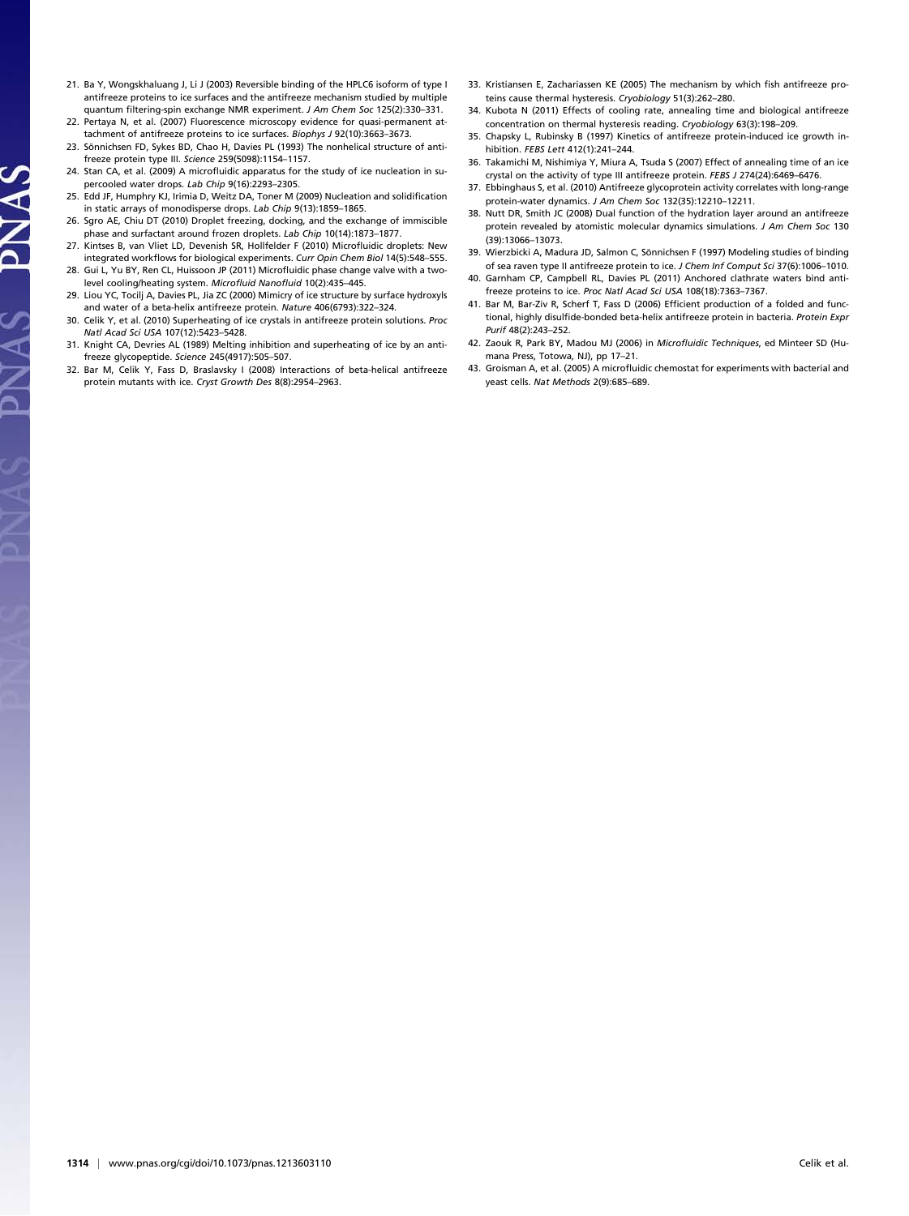21. Ba Y, Wongskhaluang J, Li J (2003) Reversible binding of the HPLC6 isoform of type I antifreeze proteins to ice surfaces and the antifreeze mechanism studied by multiple quantum filtering-spin exchange NMR experiment. *J Am Chem Soc* 125(2):330–331.
22. Pertaya N, et al. (2007) Fluorescence microscopy evidence for quasi-permanent attachment of antifreeze proteins to ice surfaces. *Biophys J* 92(10):3663–3673.
23. Sönnichsen FD, Sykes BD, Chao H, Davies PL (1993) The nonhelical structure of antifreeze protein type III. *Science* 259(5098):1154–1157.
24. Stan CA, et al. (2009) A microfluidic apparatus for the study of ice nucleation in supercooled water drops. *Lab Chip* 9(16):2293–2305.
25. Edd JF, Humphry KJ, Irimia D, Weitz DA, Toner M (2009) Nucleation and solidification in static arrays of monodisperse drops. *Lab Chip* 9(13):1859–1865.
26. Sgro AE, Chiu DT (2010) Droplet freezing, docking, and the exchange of immiscible phase and surfactant around frozen droplets. *Lab Chip* 10(14):1873–1877.
27. Kintses B, van Vliet LD, Devenish SR, Hollfelder F (2010) Microfluidic droplets: New integrated workflows for biological experiments. *Curr Opin Chem Biol* 14(5):548–555.
28. Gui L, Yu BY, Ren CL, Huissoon JP (2011) Microfluidic phase change valve with a two-level cooling/heating system. *Microfluid Nanofluid* 10(2):435–445.
29. Liou YC, Tocilj A, Davies PL, Jia ZC (2000) Mimicry of ice structure by surface hydroxyls and water of a beta-helix antifreeze protein. *Nature* 406(6793):322–324.
30. Celik Y, et al. (2010) Superheating of ice crystals in antifreeze protein solutions. *Proc Natl Acad Sci USA* 107(12):5423–5428.
31. Knight CA, Devries AL (1989) Melting inhibition and superheating of ice by an antifreeze glycopeptide. *Science* 245(4917):505–507.
32. Bar M, Celik Y, Fass D, Braslavsky I (2008) Interactions of beta-helical antifreeze protein mutants with ice. *Cryst Growth Des* 8(8):2954–2963.
33. Kristiansen E, Zachariassen KE (2005) The mechanism by which fish antifreeze proteins cause thermal hysteresis. *Cryobiology* 51(3):262–280.
34. Kubota N (2011) Effects of cooling rate, annealing time and biological antifreeze concentration on thermal hysteresis reading. *Cryobiology* 63(3):198–209.
35. Chapsky L, Rubinsky B (1997) Kinetics of antifreeze protein-induced ice growth inhibition. *FEBS Lett* 412(1):241–244.
36. Takamichi M, Nishimiya Y, Miura A, Tsuda S (2007) Effect of annealing time of an ice crystal on the activity of type III antifreeze protein. *FEBS J* 274(24):6469–6476.
37. Ebbinghaus S, et al. (2010) Antifreeze glycoprotein activity correlates with long-range protein-water dynamics. *J Am Chem Soc* 132(35):12210–12211.
38. Nutt DR, Smith JC (2008) Dual function of the hydration layer around an antifreeze protein revealed by atomistic molecular dynamics simulations. *J Am Chem Soc* 130 (39):13066–13073.
39. Wierzbicki A, Madura JD, Salmon C, Sönnichsen F (1997) Modeling studies of binding of sea raven type II antifreeze protein to ice. *J Chem Inf Comput Sci* 37(6):1006–1010.
40. Garnham CP, Campbell RL, Davies PL (2011) Anchored clathrate waters bind antifreeze proteins to ice. *Proc Natl Acad Sci USA* 108(18):7363–7367.
41. Bar M, Bar-Ziv R, Scherf T, Fass D (2006) Efficient production of a folded and functional, highly disulfide-bonded beta-helix antifreeze protein in bacteria. *Protein Expr Purif* 48(2):243–252.
42. Zaouk R, Park BY, Madou MJ (2006) in *Microfluidic Techniques*, ed Minteer SD (Humana Press, Totowa, NJ), pp 17–21.
43. Groisman A, et al. (2005) A microfluidic chemostat for experiments with bacterial and yeast cells. *Nat Methods* 2(9):685–689.